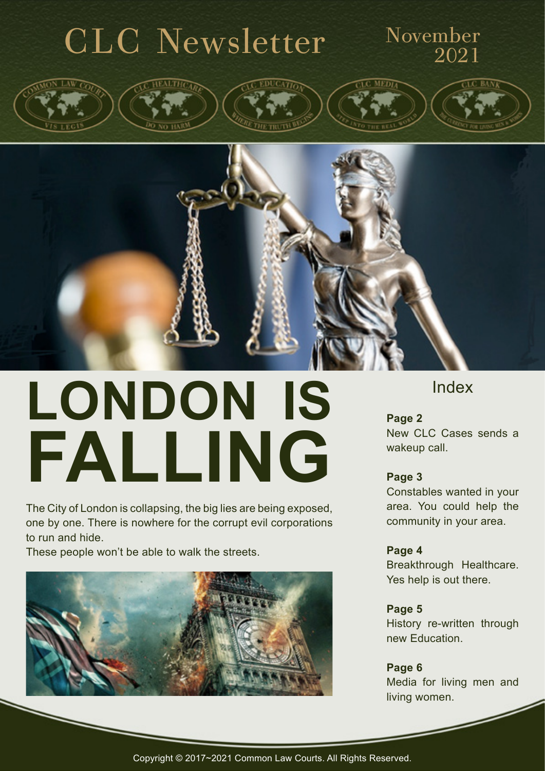# CLC Newsletter

November 2021

# LONDON IS FALLING

The City of London is collapsing, the big lies are being exposed, one by one. There is nowhere for the corrupt evil corporations to run and hide.

These people won't be able to walk the streets.

## Index

**Page 2**
New CLC Cases sends a wakeup call.

**Page 3**
Constables wanted in your area. You could help the community in your area.

**Page 4**
Breakthrough Healthcare. Yes help is out there.

**Page 5**
History re-written through new Education.

**Page 6**
Media for living men and living women.

Copyright © 2017~2021 Common Law Courts. All Rights Reserved.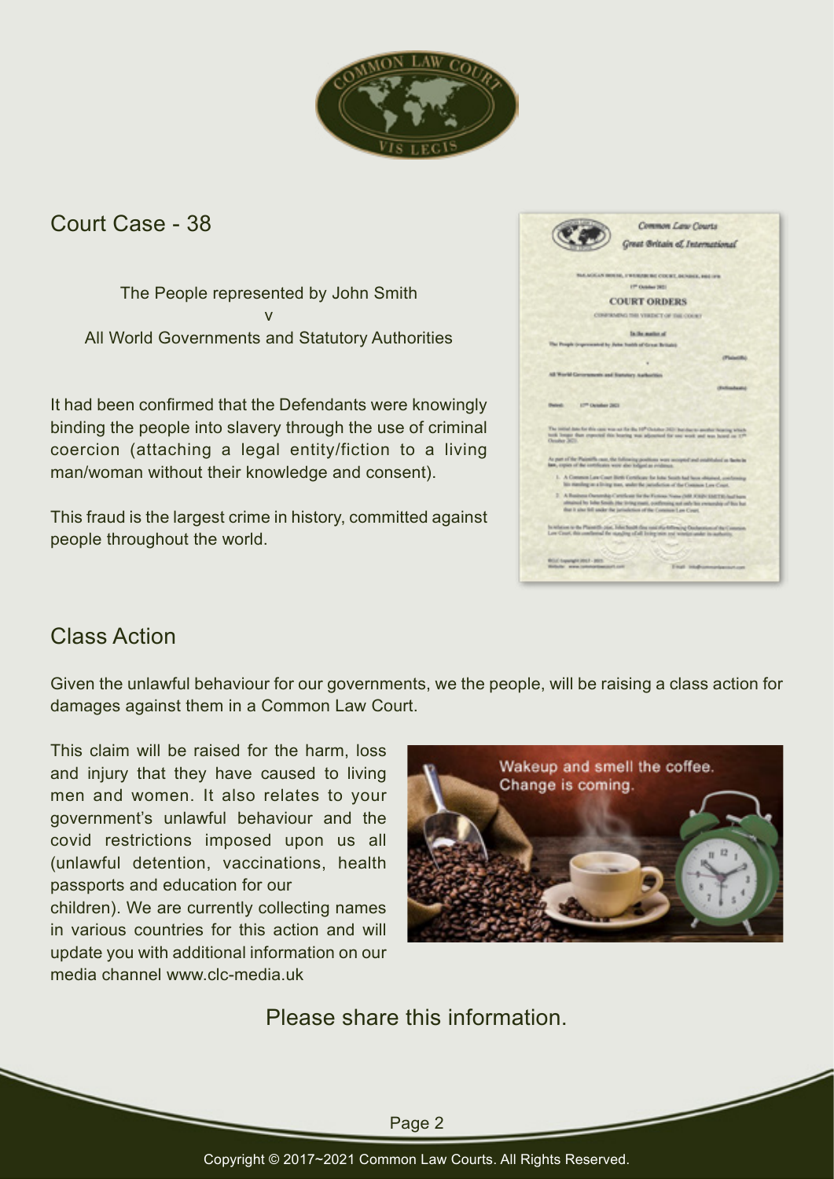## Court Case - 38

The People represented by John Smith
v
All World Governments and Statutory Authorities

It had been confirmed that the Defendants were knowingly binding the people into slavery through the use of criminal coercion (attaching a legal entity/fiction to a living man/woman without their knowledge and consent).

This fraud is the largest crime in history, committed against people throughout the world.

## Class Action

Given the unlawful behaviour for our governments, we the people, will be raising a class action for damages against them in a Common Law Court.

This claim will be raised for the harm, loss and injury that they have caused to living men and women. It also relates to your government's unlawful behaviour and the covid restrictions imposed upon us all (unlawful detention, vaccinations, health passports and education for our children). We are currently collecting names in various countries for this action and will update you with additional information on our media channel www.clc-media.uk

Please share this information.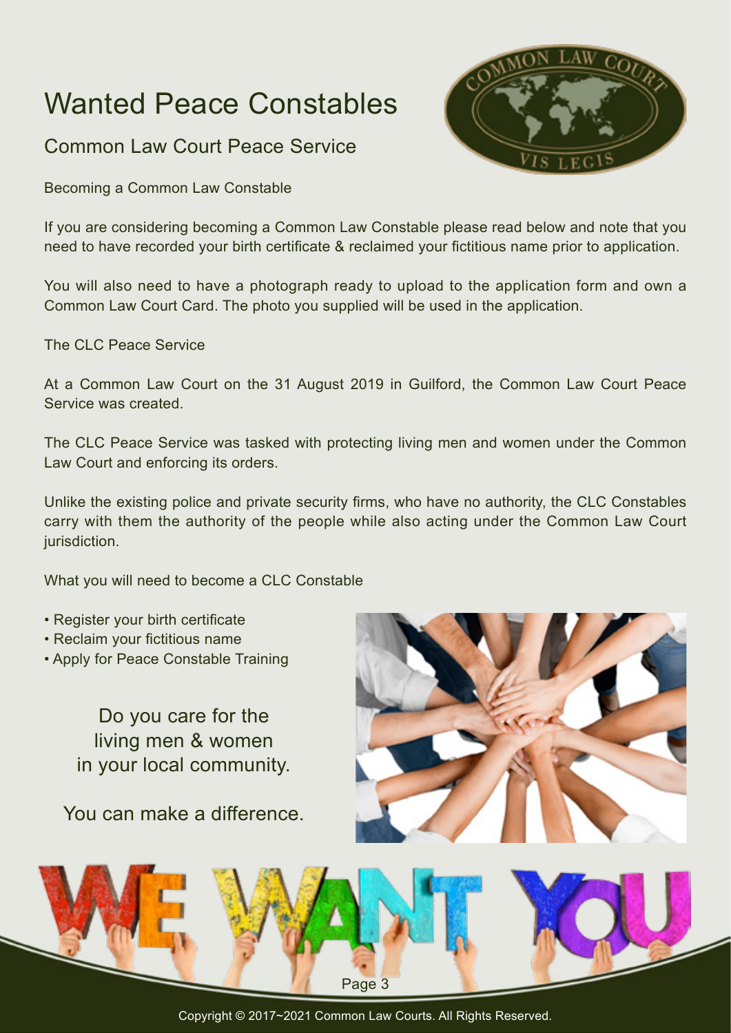# Wanted Peace Constables

## Common Law Court Peace Service

Becoming a Common Law Constable

If you are considering becoming a Common Law Constable please read below and note that you need to have recorded your birth certificate & reclaimed your fictitious name prior to application.

You will also need to have a photograph ready to upload to the application form and own a Common Law Court Card. The photo you supplied will be used in the application.

The CLC Peace Service

At a Common Law Court on the 31 August 2019 in Guilford, the Common Law Court Peace Service was created.

The CLC Peace Service was tasked with protecting living men and women under the Common Law Court and enforcing its orders.

Unlike the existing police and private security firms, who have no authority, the CLC Constables carry with them the authority of the people while also acting under the Common Law Court jurisdiction.

What you will need to become a CLC Constable

- Register your birth certificate
- Reclaim your fictitious name
- Apply for Peace Constable Training

Do you care for the living men & women in your local community.

You can make a difference.

WE WANT YOU

Copyright © 2017~2021 Common Law Courts. All Rights Reserved.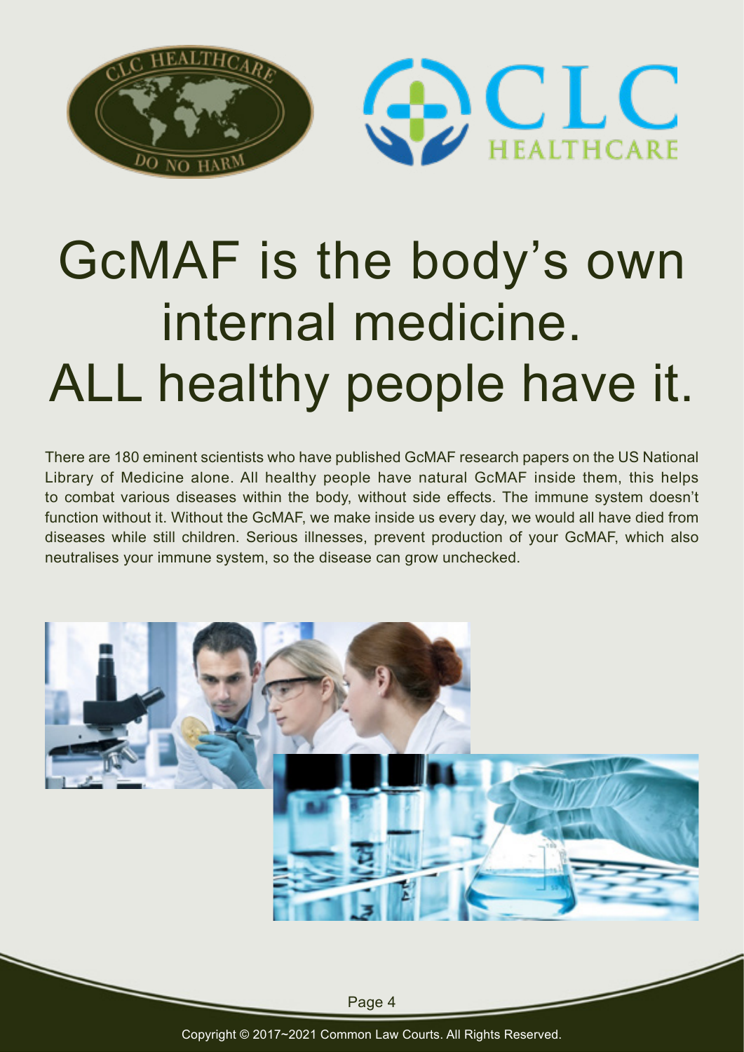# GcMAF is the body's own internal medicine. ALL healthy people have it.

There are 180 eminent scientists who have published GcMAF research papers on the US National Library of Medicine alone. All healthy people have natural GcMAF inside them, this helps to combat various diseases within the body, without side effects. The immune system doesn't function without it. Without the GcMAF, we make inside us every day, we would all have died from diseases while still children. Serious illnesses, prevent production of your GcMAF, which also neutralises your immune system, so the disease can grow unchecked.

Copyright © 2017~2021 Common Law Courts. All Rights Reserved.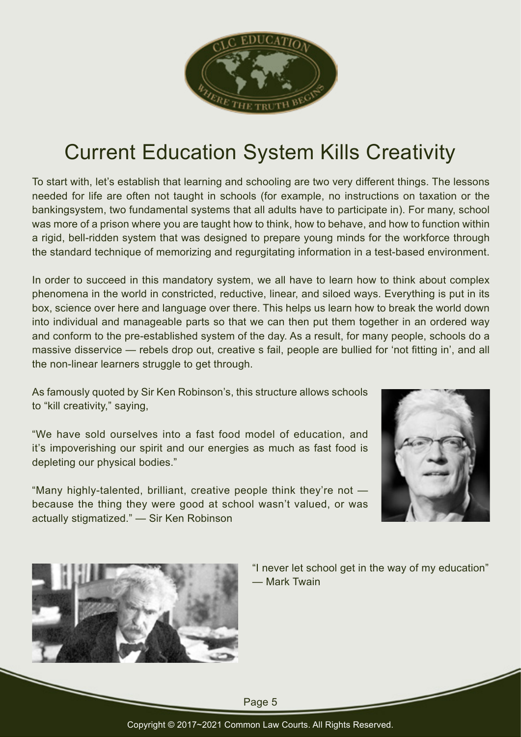# Current Education System Kills Creativity

To start with, let's establish that learning and schooling are two very different things. The lessons needed for life are often not taught in schools (for example, no instructions on taxation or the bankingsystem, two fundamental systems that all adults have to participate in). For many, school was more of a prison where you are taught how to think, how to behave, and how to function within a rigid, bell-ridden system that was designed to prepare young minds for the workforce through the standard technique of memorizing and regurgitating information in a test-based environment.

In order to succeed in this mandatory system, we all have to learn how to think about complex phenomena in the world in constricted, reductive, linear, and siloed ways. Everything is put in its box, science over here and language over there. This helps us learn how to break the world down into individual and manageable parts so that we can then put them together in an ordered way and conform to the pre-established system of the day. As a result, for many people, schools do a massive disservice — rebels drop out, creative s fail, people are bullied for 'not fitting in', and all the non-linear learners struggle to get through.

As famously quoted by Sir Ken Robinson's, this structure allows schools to "kill creativity," saying,

"We have sold ourselves into a fast food model of education, and it's impoverishing our spirit and our energies as much as fast food is depleting our physical bodies."

"Many highly-talented, brilliant, creative people think they're not — because the thing they were good at school wasn't valued, or was actually stigmatized." — Sir Ken Robinson

"I never let school get in the way of my education" — Mark Twain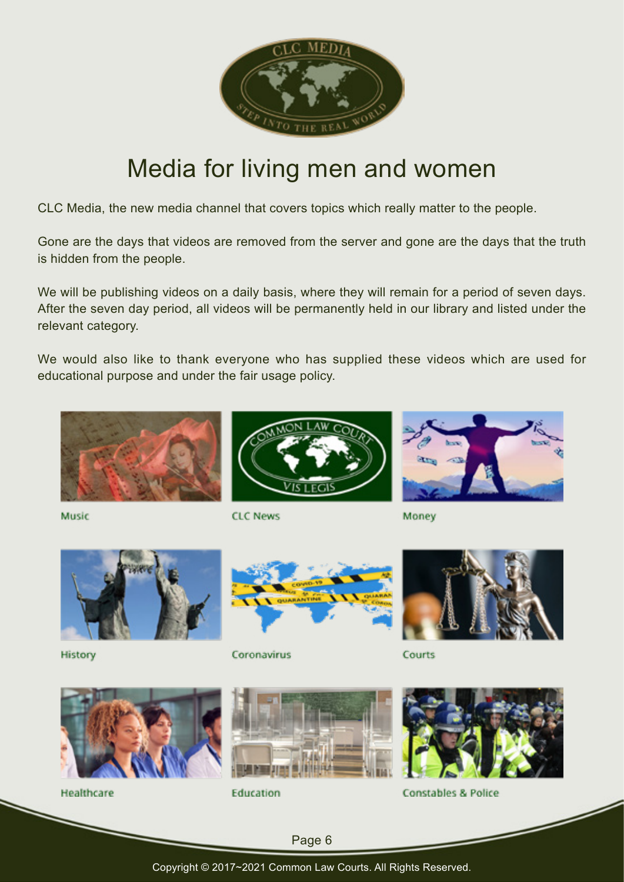# Media for living men and women

CLC Media, the new media channel that covers topics which really matter to the people.

Gone are the days that videos are removed from the server and gone are the days that the truth is hidden from the people.

We will be publishing videos on a daily basis, where they will remain for a period of seven days. After the seven day period, all videos will be permanently held in our library and listed under the relevant category.

We would also like to thank everyone who has supplied these videos which are used for educational purpose and under the fair usage policy.

Music

CLC News

Money

History

Coronavirus

Courts

Healthcare

Education

Constables & Police

Copyright © 2017~2021 Common Law Courts. All Rights Reserved.